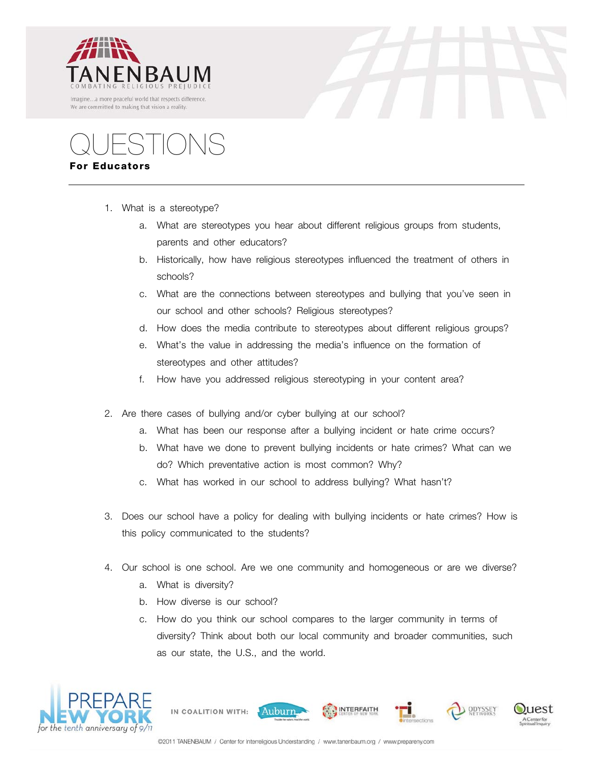# TANENBAUM

COMBATING RELIGIOUS PREJUDICE

Imagine...a more peaceful world that respects difference.
We are committed to making that vision a reality.

# QUESTIONS

**For Educators**

1. What is a stereotype?
    a. What are stereotypes you hear about different religious groups from students, parents and other educators?
    b. Historically, how have religious stereotypes influenced the treatment of others in schools?
    c. What are the connections between stereotypes and bullying that you've seen in our school and other schools? Religious stereotypes?
    d. How does the media contribute to stereotypes about different religious groups?
    e. What's the value in addressing the media's influence on the formation of stereotypes and other attitudes?
    f. How have you addressed religious stereotyping in your content area?

2. Are there cases of bullying and/or cyber bullying at our school?
    a. What has been our response after a bullying incident or hate crime occurs?
    b. What have we done to prevent bullying incidents or hate crimes? What can we do? Which preventative action is most common? Why?
    c. What has worked in our school to address bullying? What hasn't?

3. Does our school have a policy for dealing with bullying incidents or hate crimes? How is this policy communicated to the students?

4. Our school is one school. Are we one community and homogeneous or are we diverse?
    a. What is diversity?
    b. How diverse is our school?
    c. How do you think our school compares to the larger community in terms of diversity? Think about both our local community and broader communities, such as our state, the U.S., and the world.

PREPARE NEW YORK *for the tenth anniversary of 9/11*

IN COALITION WITH: Auburn, Interfaith Center of New York, Intersections, Odyssey Networks, Quest A Center for Spiritual Inquiry

©2011 TANENBAUM / Center for Interreligious Understanding / www.tanenbaum.org / www.prepareny.com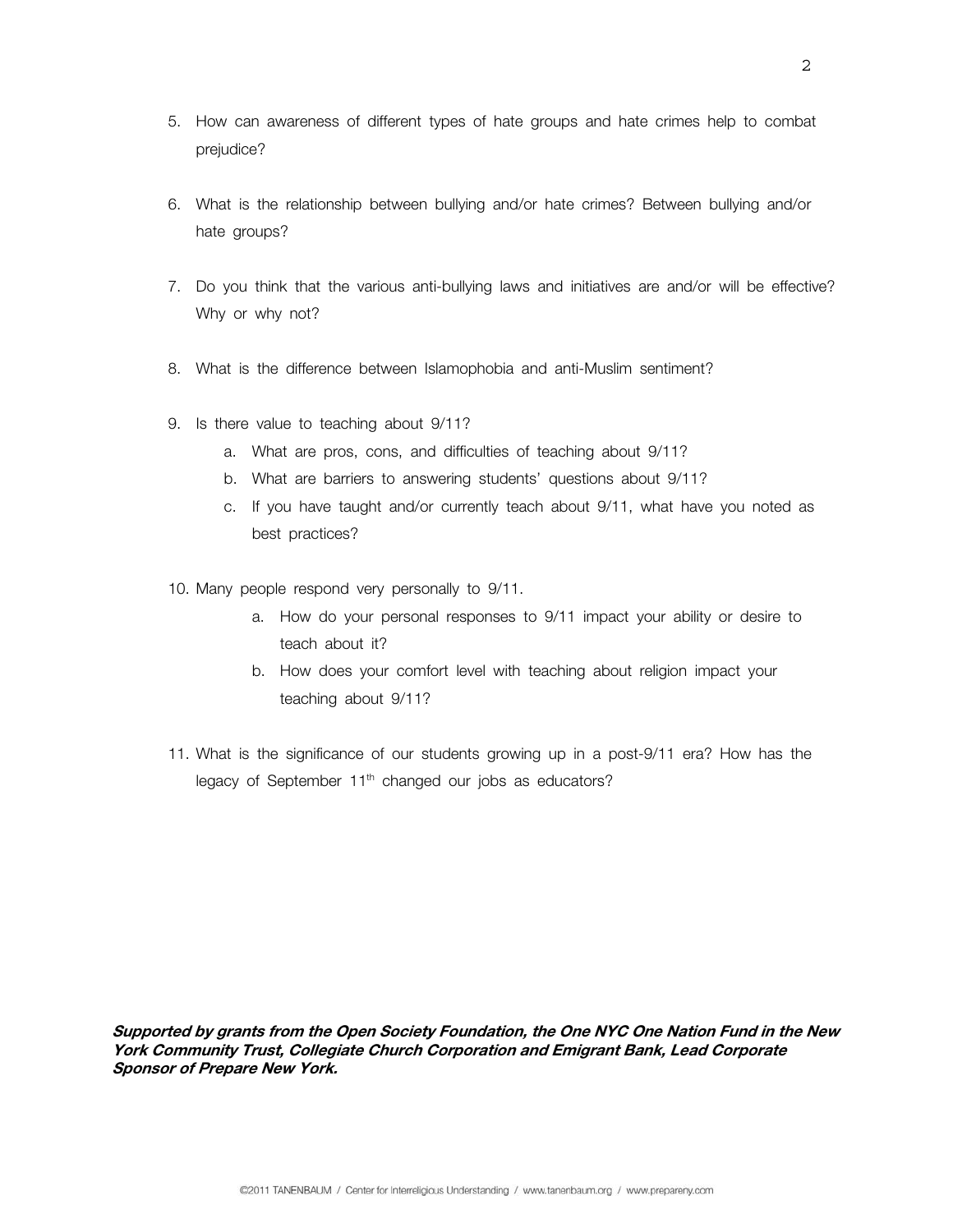5. How can awareness of different types of hate groups and hate crimes help to combat prejudice?

6. What is the relationship between bullying and/or hate crimes? Between bullying and/or hate groups?

7. Do you think that the various anti-bullying laws and initiatives are and/or will be effective? Why or why not?

8. What is the difference between Islamophobia and anti-Muslim sentiment?

9. Is there value to teaching about 9/11?
   a. What are pros, cons, and difficulties of teaching about 9/11?
   b. What are barriers to answering students' questions about 9/11?
   c. If you have taught and/or currently teach about 9/11, what have you noted as best practices?

10. Many people respond very personally to 9/11.
    a. How do your personal responses to 9/11 impact your ability or desire to teach about it?
    b. How does your comfort level with teaching about religion impact your teaching about 9/11?

11. What is the significance of our students growing up in a post-9/11 era? How has the legacy of September 11th changed our jobs as educators?

***Supported by grants from the Open Society Foundation, the One NYC One Nation Fund in the New York Community Trust, Collegiate Church Corporation and Emigrant Bank, Lead Corporate Sponsor of Prepare New York.***

©2011 TANENBAUM / Center for Interreligious Understanding / www.tanenbaum.org / www.prepareny.com